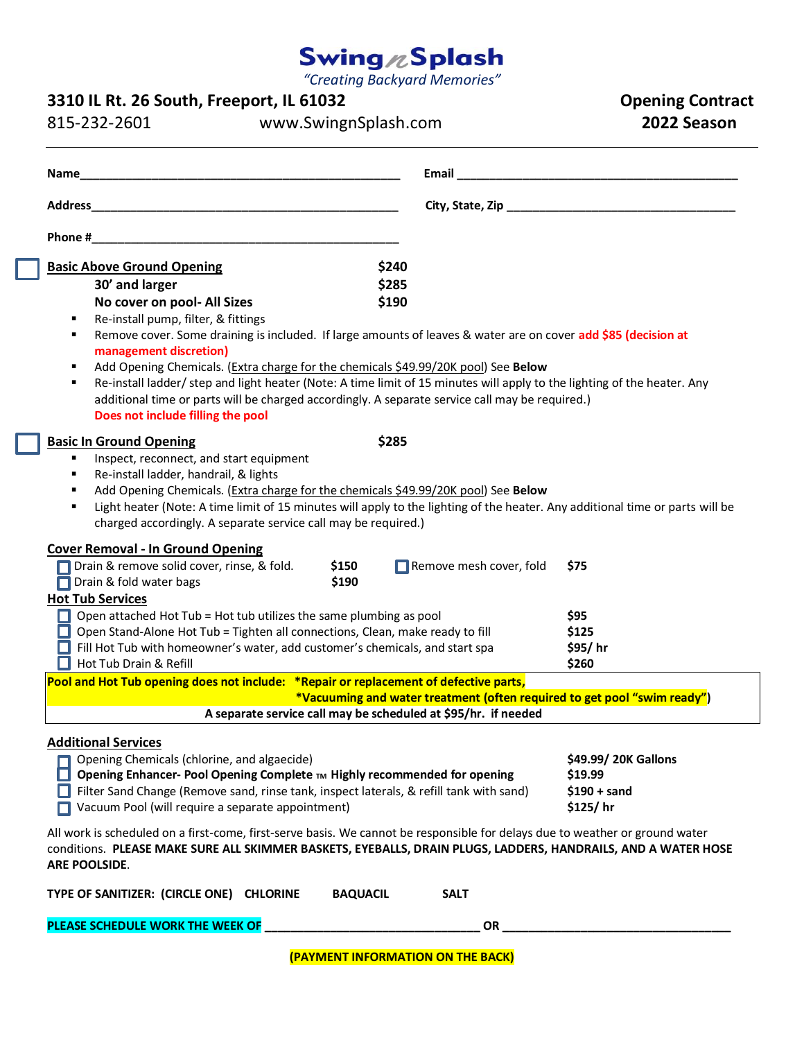# Swing n Splash

*"Creating Backyard Memories"*

**3310 IL Rt. 26 South, Freeport, IL 61032**
815-232-2601 www.SwingnSplash.com

**Opening Contract**
**2022 Season**

---

**Name**_______________________________________________ **Email** ________________________________________

**Address**_____________________________________________ **City, State, Zip** ________________________________

**Phone #**_____________________________________________

☐ **Basic Above Ground Opening** **$240**
**30' and larger** **$285**
**No cover on pool- All Sizes** **$190**

- Re-install pump, filter, & fittings
- Remove cover. Some draining is included. If large amounts of leaves & water are on cover **add $85 (decision at management discretion)**
- Add Opening Chemicals. (Extra charge for the chemicals $49.99/20K pool) See **Below**
- Re-install ladder/ step and light heater (Note: A time limit of 15 minutes will apply to the lighting of the heater. Any additional time or parts will be charged accordingly. A separate service call may be required.)

**Does not include filling the pool**

☐ **Basic In Ground Opening** **$285**

- Inspect, reconnect, and start equipment
- Re-install ladder, handrail, & lights
- Add Opening Chemicals. (Extra charge for the chemicals $49.99/20K pool) See **Below**
- Light heater (Note: A time limit of 15 minutes will apply to the lighting of the heater. Any additional time or parts will be charged accordingly. A separate service call may be required.)

**Cover Removal - In Ground Opening**

☐ Drain & remove solid cover, rinse, & fold. **$150** ☐ Remove mesh cover, fold **$75**
☐ Drain & fold water bags **$190**

**Hot Tub Services**

☐ Open attached Hot Tub = Hot tub utilizes the same plumbing as pool **$95**
☐ Open Stand-Alone Hot Tub = Tighten all connections, Clean, make ready to fill **$125**
☐ Fill Hot Tub with homeowner's water, add customer's chemicals, and start spa **$95/ hr**
☐ Hot Tub Drain & Refill **$260**

**Pool and Hot Tub opening does not include: \*Repair or replacement of defective parts,**
**\*Vacuuming and water treatment (often required to get pool "swim ready")**
**A separate service call may be scheduled at $95/hr. if needed**

**Additional Services**

☐ Opening Chemicals (chlorine, and algaecide) **$49.99/ 20K Gallons**
☐ **Opening Enhancer- Pool Opening Complete ™ Highly recommended for opening** **$19.99**
☐ Filter Sand Change (Remove sand, rinse tank, inspect laterals, & refill tank with sand) **$190 + sand**
☐ Vacuum Pool (will require a separate appointment) **$125/ hr**

All work is scheduled on a first-come, first-serve basis. We cannot be responsible for delays due to weather or ground water conditions. **PLEASE MAKE SURE ALL SKIMMER BASKETS, EYEBALLS, DRAIN PLUGS, LADDERS, HANDRAILS, AND A WATER HOSE ARE POOLSIDE**.

**TYPE OF SANITIZER: (CIRCLE ONE) CHLORINE BAQUACIL SALT**

**PLEASE SCHEDULE WORK THE WEEK OF** ________________________________ **OR** ________________________________

**(PAYMENT INFORMATION ON THE BACK)**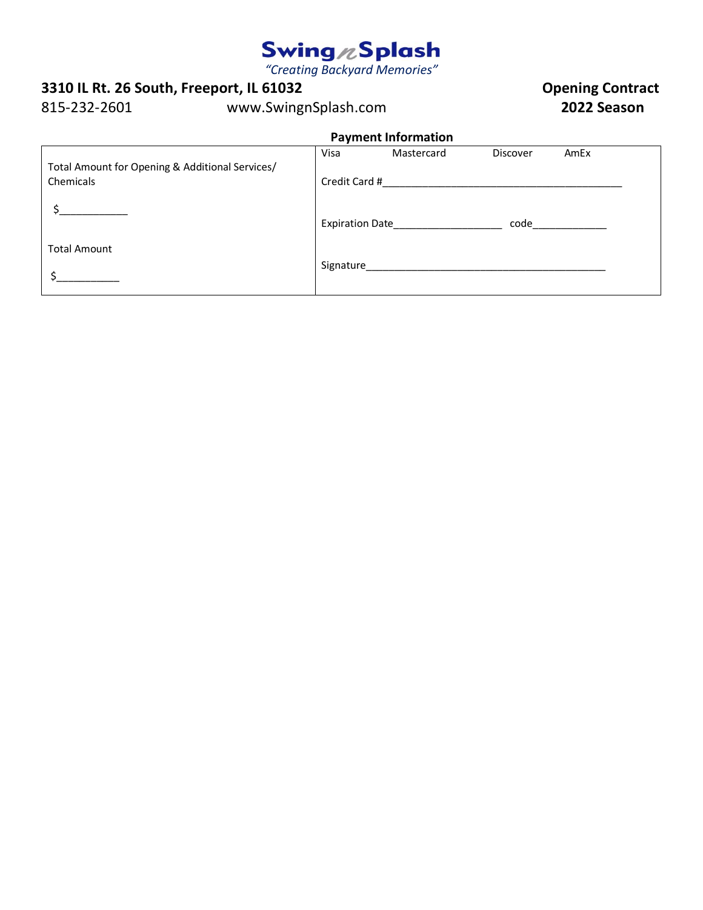# Swing n Splash

*"Creating Backyard Memories"*

**3310 IL Rt. 26 South, Freeport, IL 61032**

815-232-2601 www.SwingnSplash.com

**Opening Contract**
**2022 Season**

**Payment Information**

| | |
|---|---|
| Total Amount for Opening & Additional Services/ Chemicals<br><br>$____________<br><br>Total Amount<br><br>$___________ | Visa Mastercard Discover AmEx<br><br>Credit Card #_____________________________________________<br><br>Expiration Date___________________ code_____________<br><br>Signature_____________________________________________ |